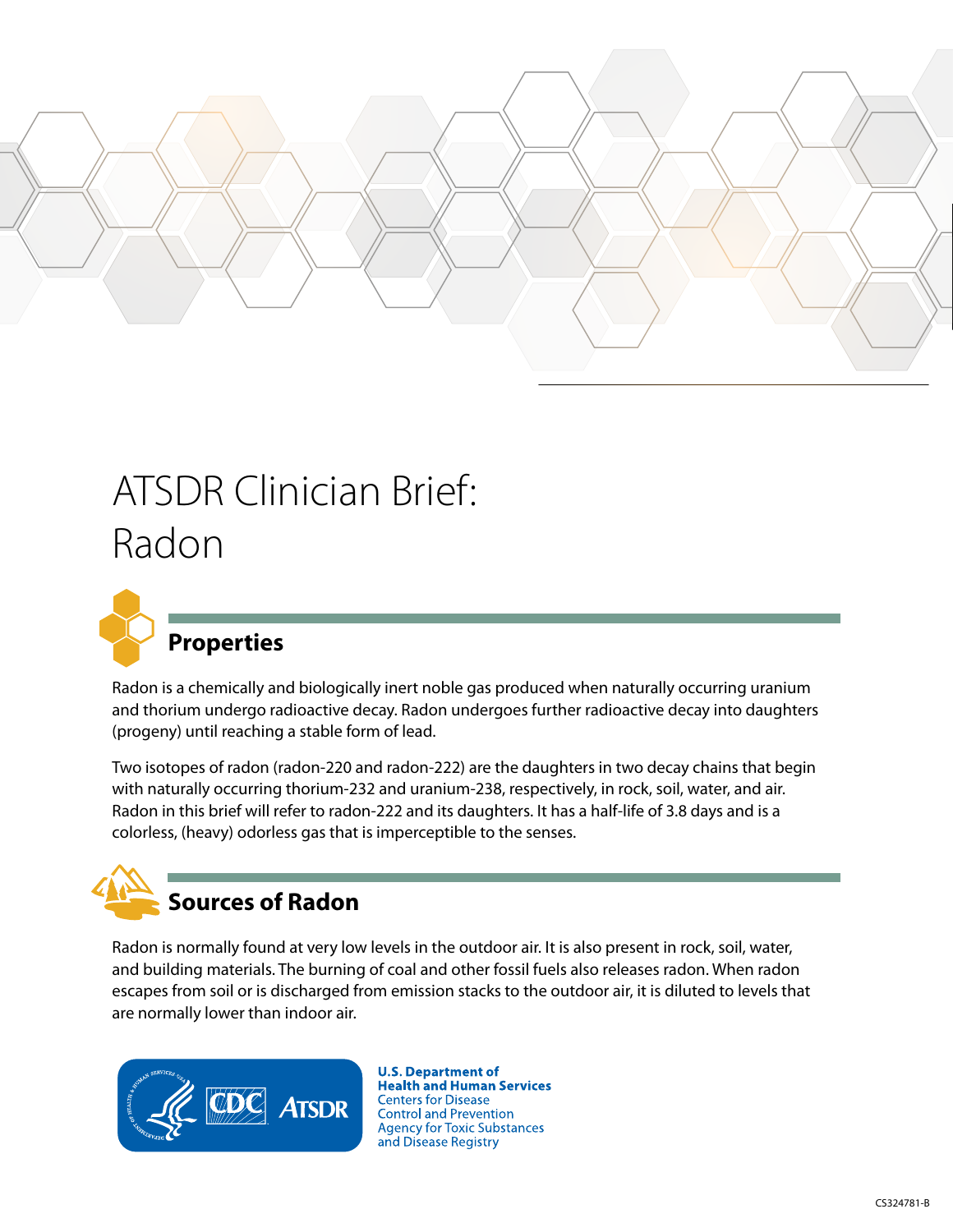# ATSDR Clinician Brief: Radon

## Properties

Radon is a chemically and biologically inert noble gas produced when naturally occurring uranium and thorium undergo radioactive decay. Radon undergoes further radioactive decay into daughters (progeny) until reaching a stable form of lead.

Two isotopes of radon (radon-220 and radon-222) are the daughters in two decay chains that begin with naturally occurring thorium-232 and uranium-238, respectively, in rock, soil, water, and air. Radon in this brief will refer to radon-222 and its daughters. It has a half-life of 3.8 days and is a colorless, (heavy) odorless gas that is imperceptible to the senses.

## Sources of Radon

Radon is normally found at very low levels in the outdoor air. It is also present in rock, soil, water, and building materials. The burning of coal and other fossil fuels also releases radon. When radon escapes from soil or is discharged from emission stacks to the outdoor air, it is diluted to levels that are normally lower than indoor air.

U.S. Department of Health and Human Services
Centers for Disease Control and Prevention
Agency for Toxic Substances and Disease Registry

CS324781-B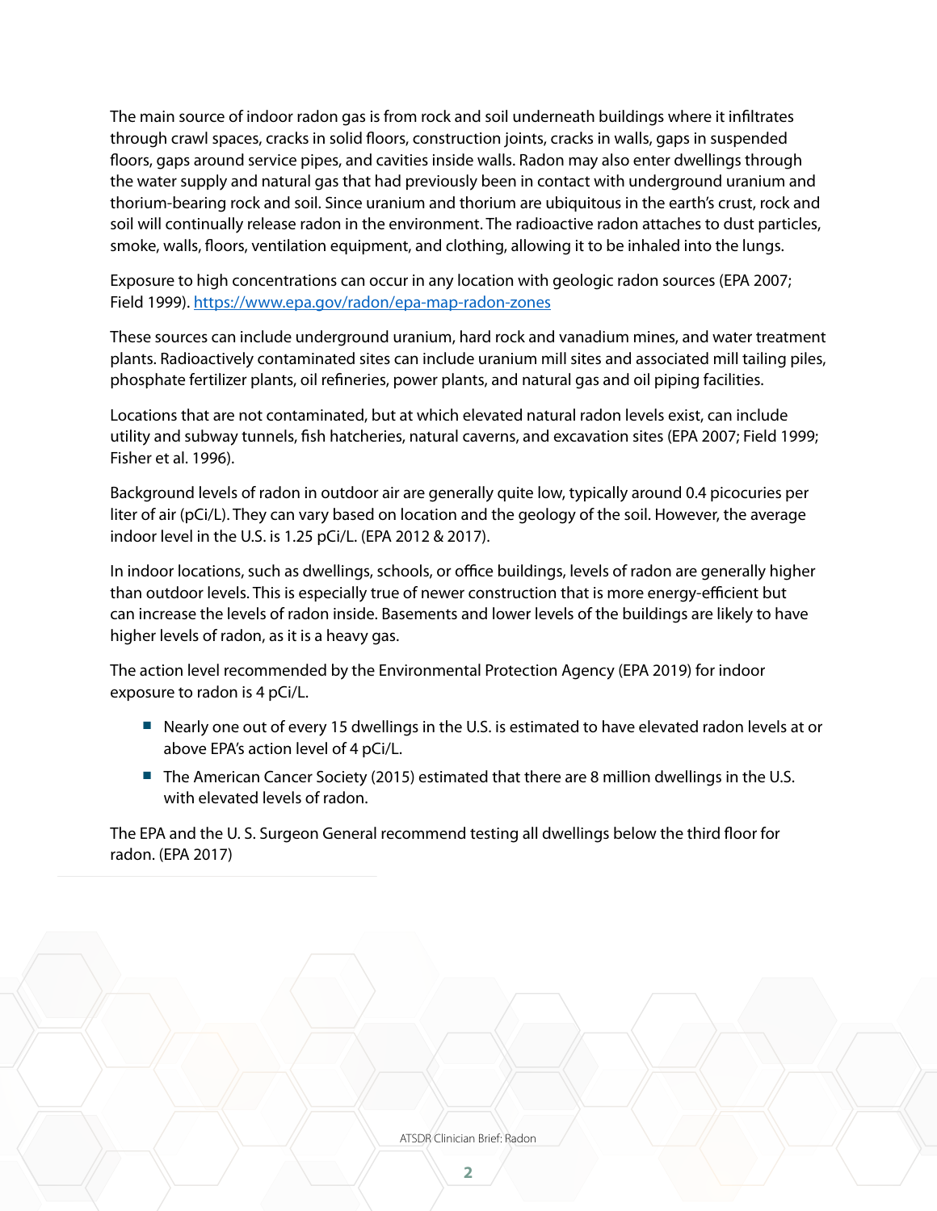The main source of indoor radon gas is from rock and soil underneath buildings where it infiltrates through crawl spaces, cracks in solid floors, construction joints, cracks in walls, gaps in suspended floors, gaps around service pipes, and cavities inside walls. Radon may also enter dwellings through the water supply and natural gas that had previously been in contact with underground uranium and thorium-bearing rock and soil. Since uranium and thorium are ubiquitous in the earth's crust, rock and soil will continually release radon in the environment. The radioactive radon attaches to dust particles, smoke, walls, floors, ventilation equipment, and clothing, allowing it to be inhaled into the lungs.

Exposure to high concentrations can occur in any location with geologic radon sources (EPA 2007; Field 1999). [https://www.epa.gov/radon/epa-map-radon-zones](https://www.epa.gov/radon/epa-map-radon-zones)

These sources can include underground uranium, hard rock and vanadium mines, and water treatment plants. Radioactively contaminated sites can include uranium mill sites and associated mill tailing piles, phosphate fertilizer plants, oil refineries, power plants, and natural gas and oil piping facilities.

Locations that are not contaminated, but at which elevated natural radon levels exist, can include utility and subway tunnels, fish hatcheries, natural caverns, and excavation sites (EPA 2007; Field 1999; Fisher et al. 1996).

Background levels of radon in outdoor air are generally quite low, typically around 0.4 picocuries per liter of air (pCi/L). They can vary based on location and the geology of the soil. However, the average indoor level in the U.S. is 1.25 pCi/L. (EPA 2012 & 2017).

In indoor locations, such as dwellings, schools, or office buildings, levels of radon are generally higher than outdoor levels. This is especially true of newer construction that is more energy-efficient but can increase the levels of radon inside. Basements and lower levels of the buildings are likely to have higher levels of radon, as it is a heavy gas.

The action level recommended by the Environmental Protection Agency (EPA 2019) for indoor exposure to radon is 4 pCi/L.

- Nearly one out of every 15 dwellings in the U.S. is estimated to have elevated radon levels at or above EPA's action level of 4 pCi/L.
- The American Cancer Society (2015) estimated that there are 8 million dwellings in the U.S. with elevated levels of radon.

The EPA and the U. S. Surgeon General recommend testing all dwellings below the third floor for radon. (EPA 2017)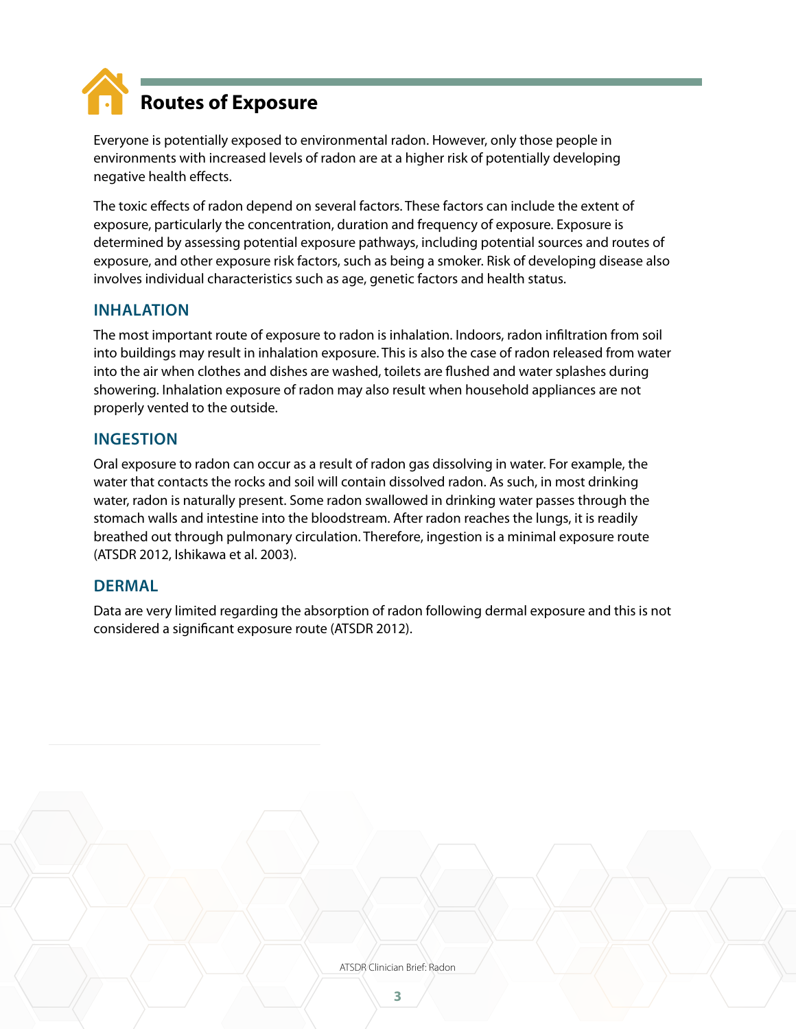## Routes of Exposure

Everyone is potentially exposed to environmental radon. However, only those people in environments with increased levels of radon are at a higher risk of potentially developing negative health effects.

The toxic effects of radon depend on several factors. These factors can include the extent of exposure, particularly the concentration, duration and frequency of exposure. Exposure is determined by assessing potential exposure pathways, including potential sources and routes of exposure, and other exposure risk factors, such as being a smoker. Risk of developing disease also involves individual characteristics such as age, genetic factors and health status.

### INHALATION

The most important route of exposure to radon is inhalation. Indoors, radon infiltration from soil into buildings may result in inhalation exposure. This is also the case of radon released from water into the air when clothes and dishes are washed, toilets are flushed and water splashes during showering. Inhalation exposure of radon may also result when household appliances are not properly vented to the outside.

### INGESTION

Oral exposure to radon can occur as a result of radon gas dissolving in water. For example, the water that contacts the rocks and soil will contain dissolved radon. As such, in most drinking water, radon is naturally present. Some radon swallowed in drinking water passes through the stomach walls and intestine into the bloodstream. After radon reaches the lungs, it is readily breathed out through pulmonary circulation. Therefore, ingestion is a minimal exposure route (ATSDR 2012, Ishikawa et al. 2003).

### DERMAL

Data are very limited regarding the absorption of radon following dermal exposure and this is not considered a significant exposure route (ATSDR 2012).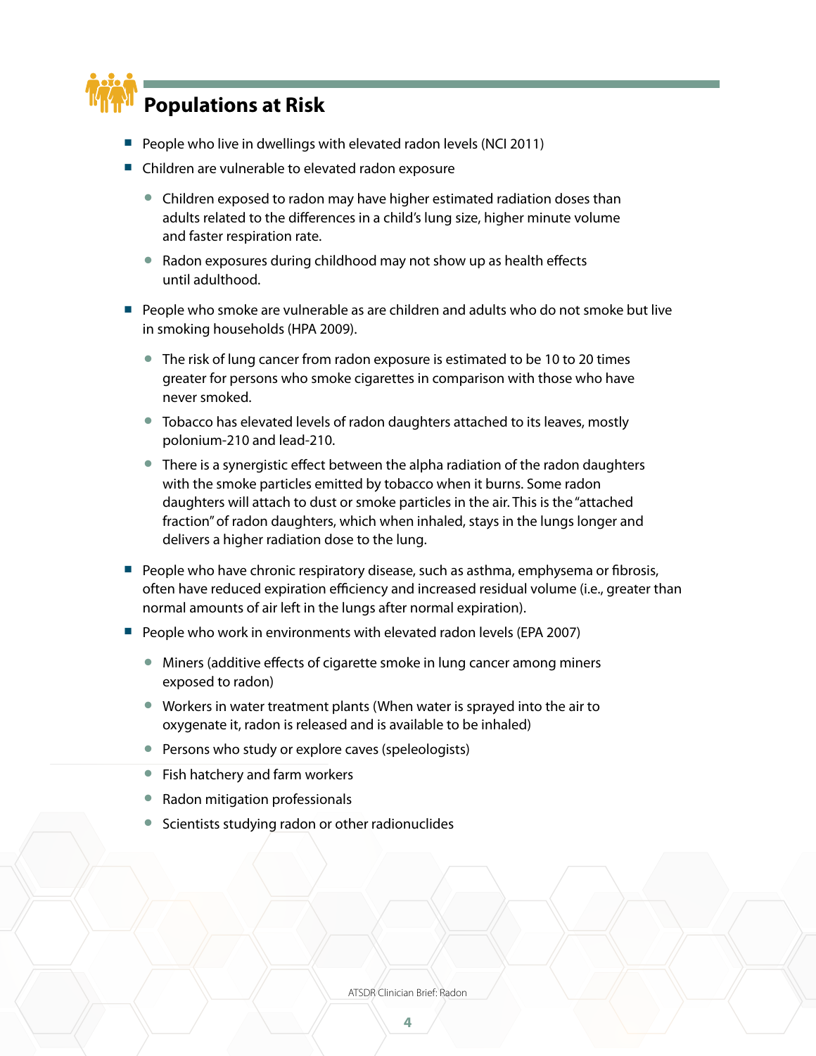## Populations at Risk

- People who live in dwellings with elevated radon levels (NCI 2011)
- Children are vulnerable to elevated radon exposure
  - Children exposed to radon may have higher estimated radiation doses than adults related to the differences in a child's lung size, higher minute volume and faster respiration rate.
  - Radon exposures during childhood may not show up as health effects until adulthood.
- People who smoke are vulnerable as are children and adults who do not smoke but live in smoking households (HPA 2009).
  - The risk of lung cancer from radon exposure is estimated to be 10 to 20 times greater for persons who smoke cigarettes in comparison with those who have never smoked.
  - Tobacco has elevated levels of radon daughters attached to its leaves, mostly polonium-210 and lead-210.
  - There is a synergistic effect between the alpha radiation of the radon daughters with the smoke particles emitted by tobacco when it burns. Some radon daughters will attach to dust or smoke particles in the air. This is the "attached fraction" of radon daughters, which when inhaled, stays in the lungs longer and delivers a higher radiation dose to the lung.
- People who have chronic respiratory disease, such as asthma, emphysema or fibrosis, often have reduced expiration efficiency and increased residual volume (i.e., greater than normal amounts of air left in the lungs after normal expiration).
- People who work in environments with elevated radon levels (EPA 2007)
  - Miners (additive effects of cigarette smoke in lung cancer among miners exposed to radon)
  - Workers in water treatment plants (When water is sprayed into the air to oxygenate it, radon is released and is available to be inhaled)
  - Persons who study or explore caves (speleologists)
  - Fish hatchery and farm workers
  - Radon mitigation professionals
  - Scientists studying radon or other radionuclides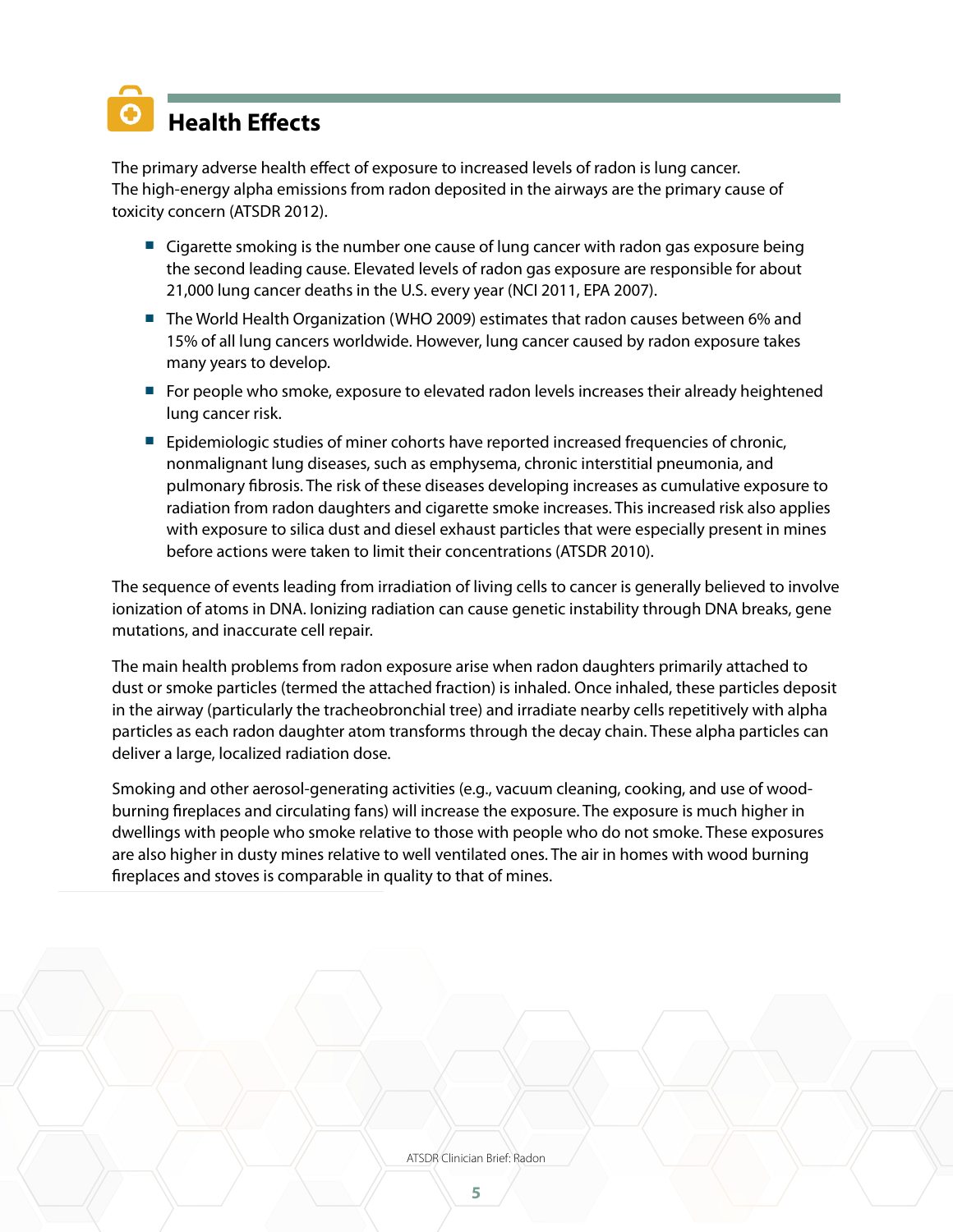## Health Effects

The primary adverse health effect of exposure to increased levels of radon is lung cancer. The high-energy alpha emissions from radon deposited in the airways are the primary cause of toxicity concern (ATSDR 2012).

- Cigarette smoking is the number one cause of lung cancer with radon gas exposure being the second leading cause. Elevated levels of radon gas exposure are responsible for about 21,000 lung cancer deaths in the U.S. every year (NCI 2011, EPA 2007).
- The World Health Organization (WHO 2009) estimates that radon causes between 6% and 15% of all lung cancers worldwide. However, lung cancer caused by radon exposure takes many years to develop.
- For people who smoke, exposure to elevated radon levels increases their already heightened lung cancer risk.
- Epidemiologic studies of miner cohorts have reported increased frequencies of chronic, nonmalignant lung diseases, such as emphysema, chronic interstitial pneumonia, and pulmonary fibrosis. The risk of these diseases developing increases as cumulative exposure to radiation from radon daughters and cigarette smoke increases. This increased risk also applies with exposure to silica dust and diesel exhaust particles that were especially present in mines before actions were taken to limit their concentrations (ATSDR 2010).

The sequence of events leading from irradiation of living cells to cancer is generally believed to involve ionization of atoms in DNA. Ionizing radiation can cause genetic instability through DNA breaks, gene mutations, and inaccurate cell repair.

The main health problems from radon exposure arise when radon daughters primarily attached to dust or smoke particles (termed the attached fraction) is inhaled. Once inhaled, these particles deposit in the airway (particularly the tracheobronchial tree) and irradiate nearby cells repetitively with alpha particles as each radon daughter atom transforms through the decay chain. These alpha particles can deliver a large, localized radiation dose.

Smoking and other aerosol-generating activities (e.g., vacuum cleaning, cooking, and use of wood-burning fireplaces and circulating fans) will increase the exposure. The exposure is much higher in dwellings with people who smoke relative to those with people who do not smoke. These exposures are also higher in dusty mines relative to well ventilated ones. The air in homes with wood burning fireplaces and stoves is comparable in quality to that of mines.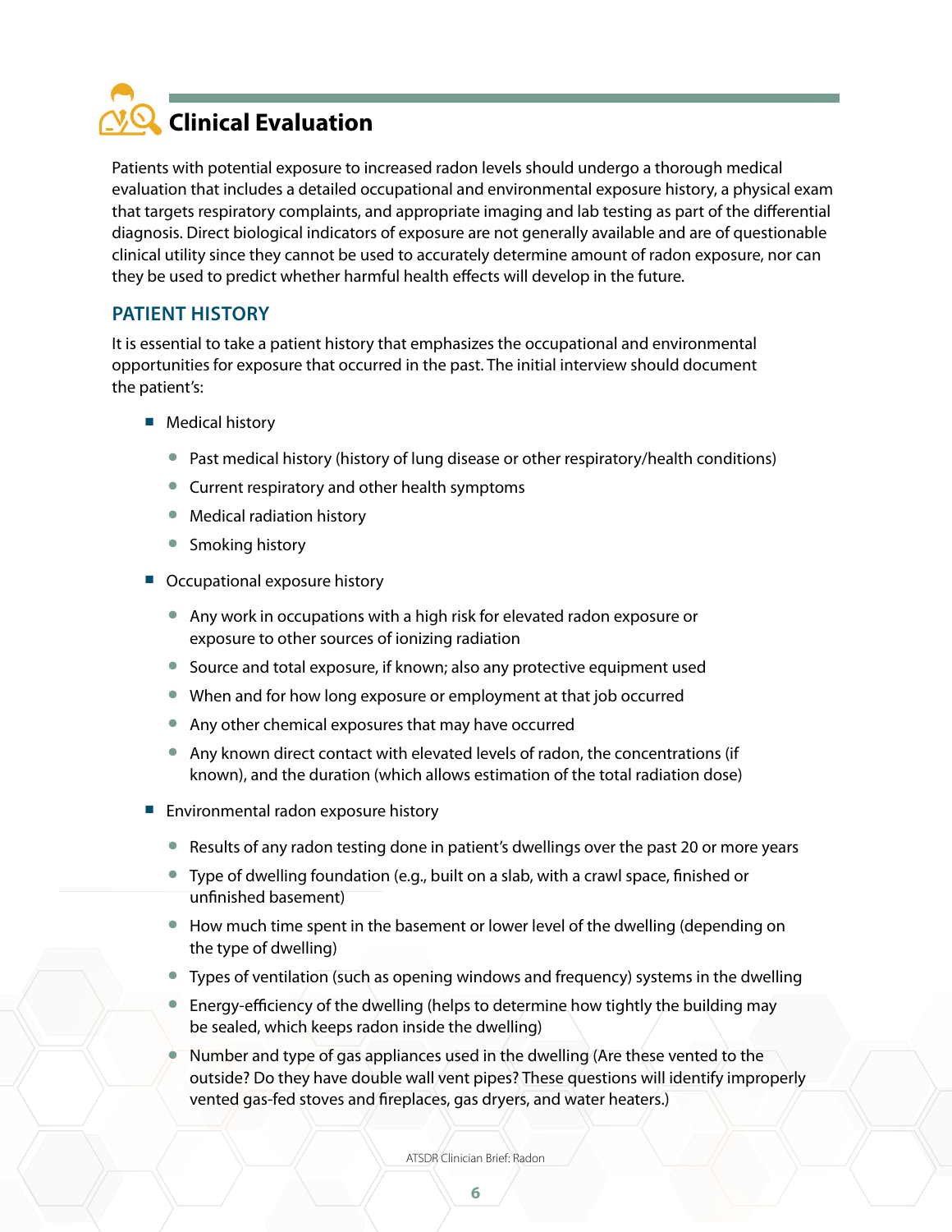# Clinical Evaluation

Patients with potential exposure to increased radon levels should undergo a thorough medical evaluation that includes a detailed occupational and environmental exposure history, a physical exam that targets respiratory complaints, and appropriate imaging and lab testing as part of the differential diagnosis. Direct biological indicators of exposure are not generally available and are of questionable clinical utility since they cannot be used to accurately determine amount of radon exposure, nor can they be used to predict whether harmful health effects will develop in the future.

## PATIENT HISTORY

It is essential to take a patient history that emphasizes the occupational and environmental opportunities for exposure that occurred in the past. The initial interview should document the patient's:

- Medical history
  - Past medical history (history of lung disease or other respiratory/health conditions)
  - Current respiratory and other health symptoms
  - Medical radiation history
  - Smoking history
- Occupational exposure history
  - Any work in occupations with a high risk for elevated radon exposure or exposure to other sources of ionizing radiation
  - Source and total exposure, if known; also any protective equipment used
  - When and for how long exposure or employment at that job occurred
  - Any other chemical exposures that may have occurred
  - Any known direct contact with elevated levels of radon, the concentrations (if known), and the duration (which allows estimation of the total radiation dose)
- Environmental radon exposure history
  - Results of any radon testing done in patient's dwellings over the past 20 or more years
  - Type of dwelling foundation (e.g., built on a slab, with a crawl space, finished or unfinished basement)
  - How much time spent in the basement or lower level of the dwelling (depending on the type of dwelling)
  - Types of ventilation (such as opening windows and frequency) systems in the dwelling
  - Energy-efficiency of the dwelling (helps to determine how tightly the building may be sealed, which keeps radon inside the dwelling)
  - Number and type of gas appliances used in the dwelling (Are these vented to the outside? Do they have double wall vent pipes? These questions will identify improperly vented gas-fed stoves and fireplaces, gas dryers, and water heaters.)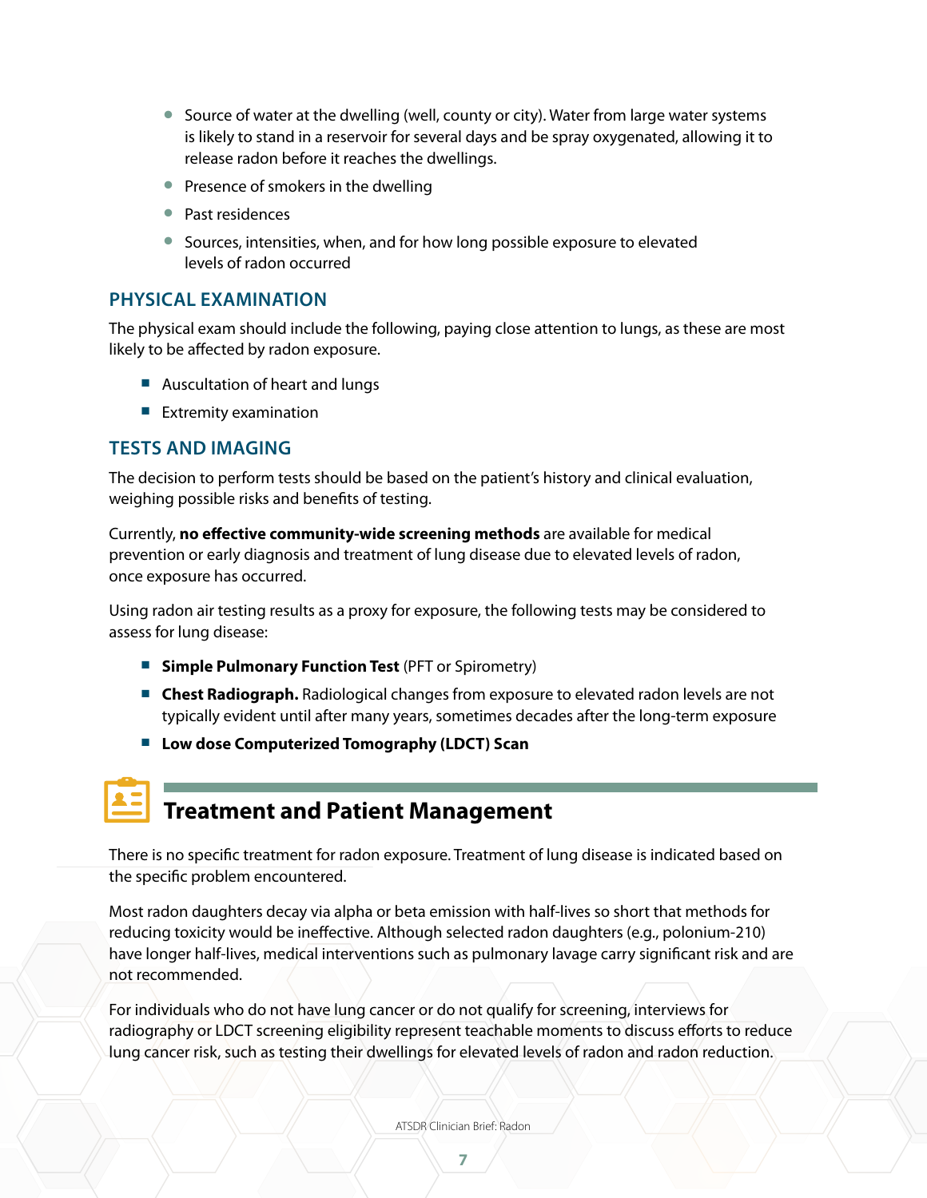- Source of water at the dwelling (well, county or city). Water from large water systems is likely to stand in a reservoir for several days and be spray oxygenated, allowing it to release radon before it reaches the dwellings.
- Presence of smokers in the dwelling
- Past residences
- Sources, intensities, when, and for how long possible exposure to elevated levels of radon occurred

## PHYSICAL EXAMINATION

The physical exam should include the following, paying close attention to lungs, as these are most likely to be affected by radon exposure.

- Auscultation of heart and lungs
- Extremity examination

## TESTS AND IMAGING

The decision to perform tests should be based on the patient's history and clinical evaluation, weighing possible risks and benefits of testing.

Currently, **no effective community-wide screening methods** are available for medical prevention or early diagnosis and treatment of lung disease due to elevated levels of radon, once exposure has occurred.

Using radon air testing results as a proxy for exposure, the following tests may be considered to assess for lung disease:

- **Simple Pulmonary Function Test** (PFT or Spirometry)
- **Chest Radiograph.** Radiological changes from exposure to elevated radon levels are not typically evident until after many years, sometimes decades after the long-term exposure
- **Low dose Computerized Tomography (LDCT) Scan**

# Treatment and Patient Management

There is no specific treatment for radon exposure. Treatment of lung disease is indicated based on the specific problem encountered.

Most radon daughters decay via alpha or beta emission with half-lives so short that methods for reducing toxicity would be ineffective. Although selected radon daughters (e.g., polonium-210) have longer half-lives, medical interventions such as pulmonary lavage carry significant risk and are not recommended.

For individuals who do not have lung cancer or do not qualify for screening, interviews for radiography or LDCT screening eligibility represent teachable moments to discuss efforts to reduce lung cancer risk, such as testing their dwellings for elevated levels of radon and radon reduction.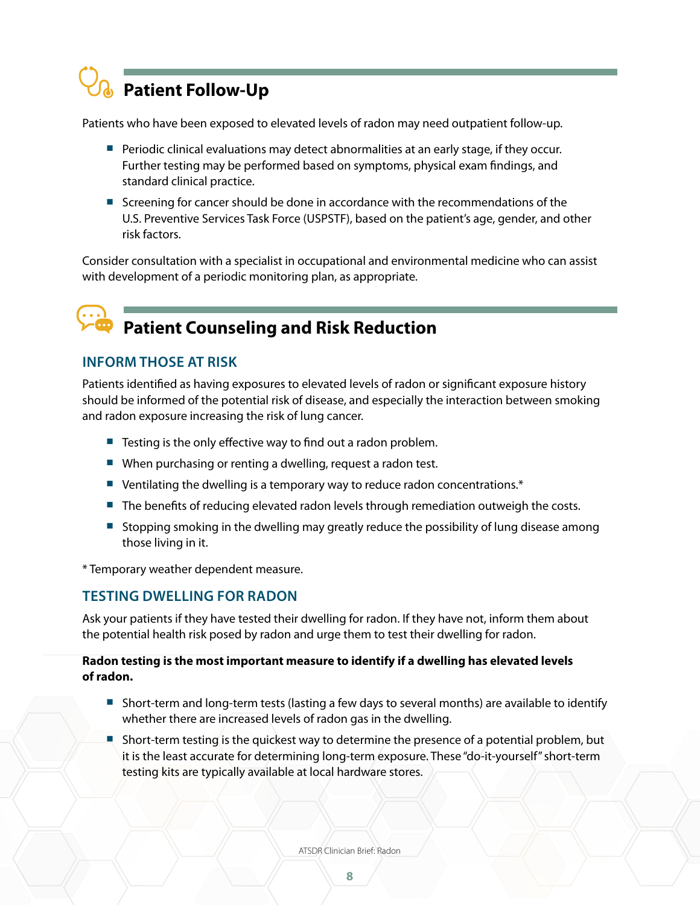## Patient Follow-Up

Patients who have been exposed to elevated levels of radon may need outpatient follow-up.

- Periodic clinical evaluations may detect abnormalities at an early stage, if they occur. Further testing may be performed based on symptoms, physical exam findings, and standard clinical practice.
- Screening for cancer should be done in accordance with the recommendations of the U.S. Preventive Services Task Force (USPSTF), based on the patient's age, gender, and other risk factors.

Consider consultation with a specialist in occupational and environmental medicine who can assist with development of a periodic monitoring plan, as appropriate.

## Patient Counseling and Risk Reduction

### INFORM THOSE AT RISK

Patients identified as having exposures to elevated levels of radon or significant exposure history should be informed of the potential risk of disease, and especially the interaction between smoking and radon exposure increasing the risk of lung cancer.

- Testing is the only effective way to find out a radon problem.
- When purchasing or renting a dwelling, request a radon test.
- Ventilating the dwelling is a temporary way to reduce radon concentrations.*
- The benefits of reducing elevated radon levels through remediation outweigh the costs.
- Stopping smoking in the dwelling may greatly reduce the possibility of lung disease among those living in it.

* Temporary weather dependent measure.

### TESTING DWELLING FOR RADON

Ask your patients if they have tested their dwelling for radon. If they have not, inform them about the potential health risk posed by radon and urge them to test their dwelling for radon.

**Radon testing is the most important measure to identify if a dwelling has elevated levels of radon.**

- Short-term and long-term tests (lasting a few days to several months) are available to identify whether there are increased levels of radon gas in the dwelling.
- Short-term testing is the quickest way to determine the presence of a potential problem, but it is the least accurate for determining long-term exposure. These "do-it-yourself" short-term testing kits are typically available at local hardware stores.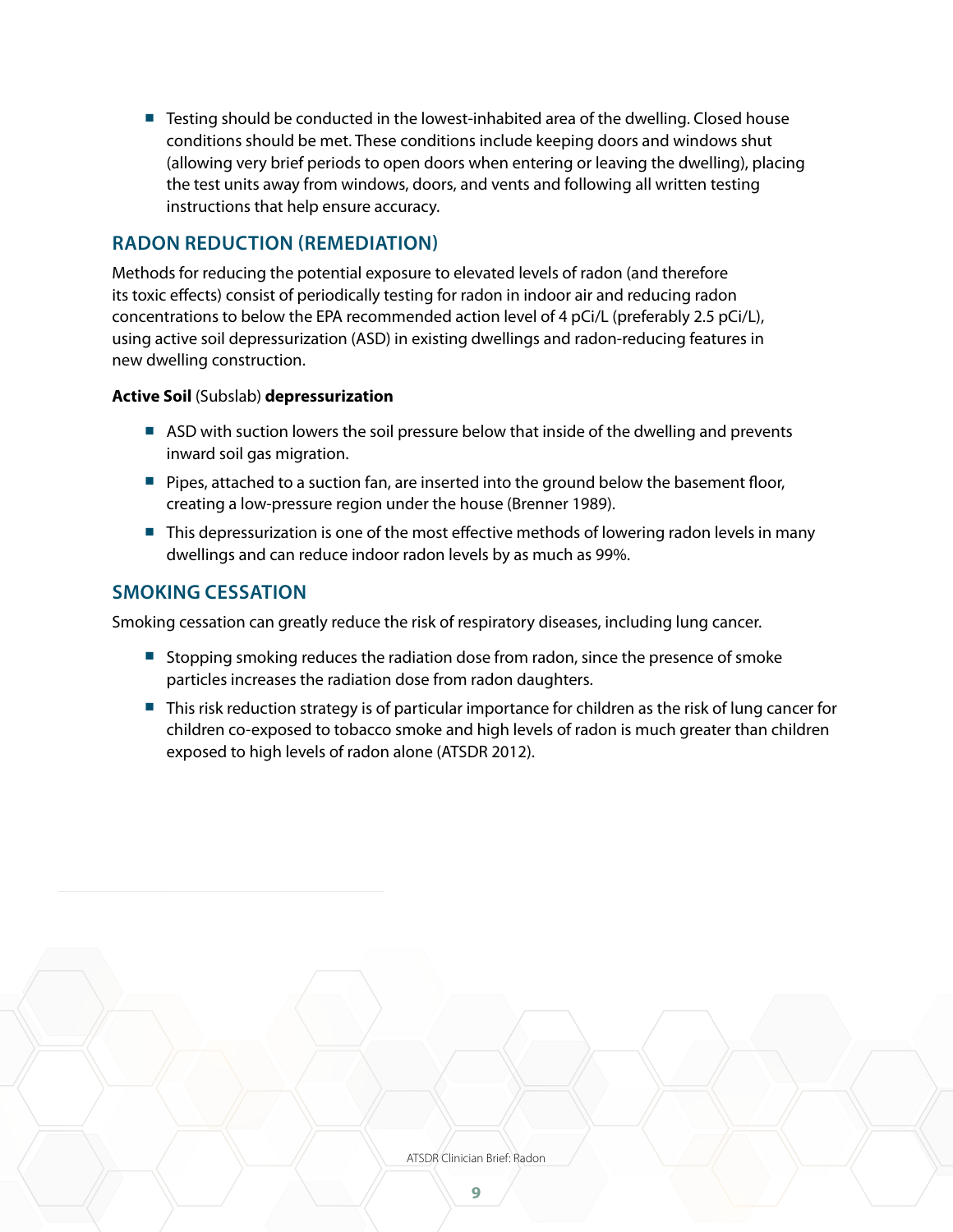- Testing should be conducted in the lowest-inhabited area of the dwelling. Closed house conditions should be met. These conditions include keeping doors and windows shut (allowing very brief periods to open doors when entering or leaving the dwelling), placing the test units away from windows, doors, and vents and following all written testing instructions that help ensure accuracy.

## RADON REDUCTION (REMEDIATION)

Methods for reducing the potential exposure to elevated levels of radon (and therefore its toxic effects) consist of periodically testing for radon in indoor air and reducing radon concentrations to below the EPA recommended action level of 4 pCi/L (preferably 2.5 pCi/L), using active soil depressurization (ASD) in existing dwellings and radon-reducing features in new dwelling construction.

**Active Soil** (Subslab) **depressurization**

- ASD with suction lowers the soil pressure below that inside of the dwelling and prevents inward soil gas migration.
- Pipes, attached to a suction fan, are inserted into the ground below the basement floor, creating a low-pressure region under the house (Brenner 1989).
- This depressurization is one of the most effective methods of lowering radon levels in many dwellings and can reduce indoor radon levels by as much as 99%.

## SMOKING CESSATION

Smoking cessation can greatly reduce the risk of respiratory diseases, including lung cancer.

- Stopping smoking reduces the radiation dose from radon, since the presence of smoke particles increases the radiation dose from radon daughters.
- This risk reduction strategy is of particular importance for children as the risk of lung cancer for children co-exposed to tobacco smoke and high levels of radon is much greater than children exposed to high levels of radon alone (ATSDR 2012).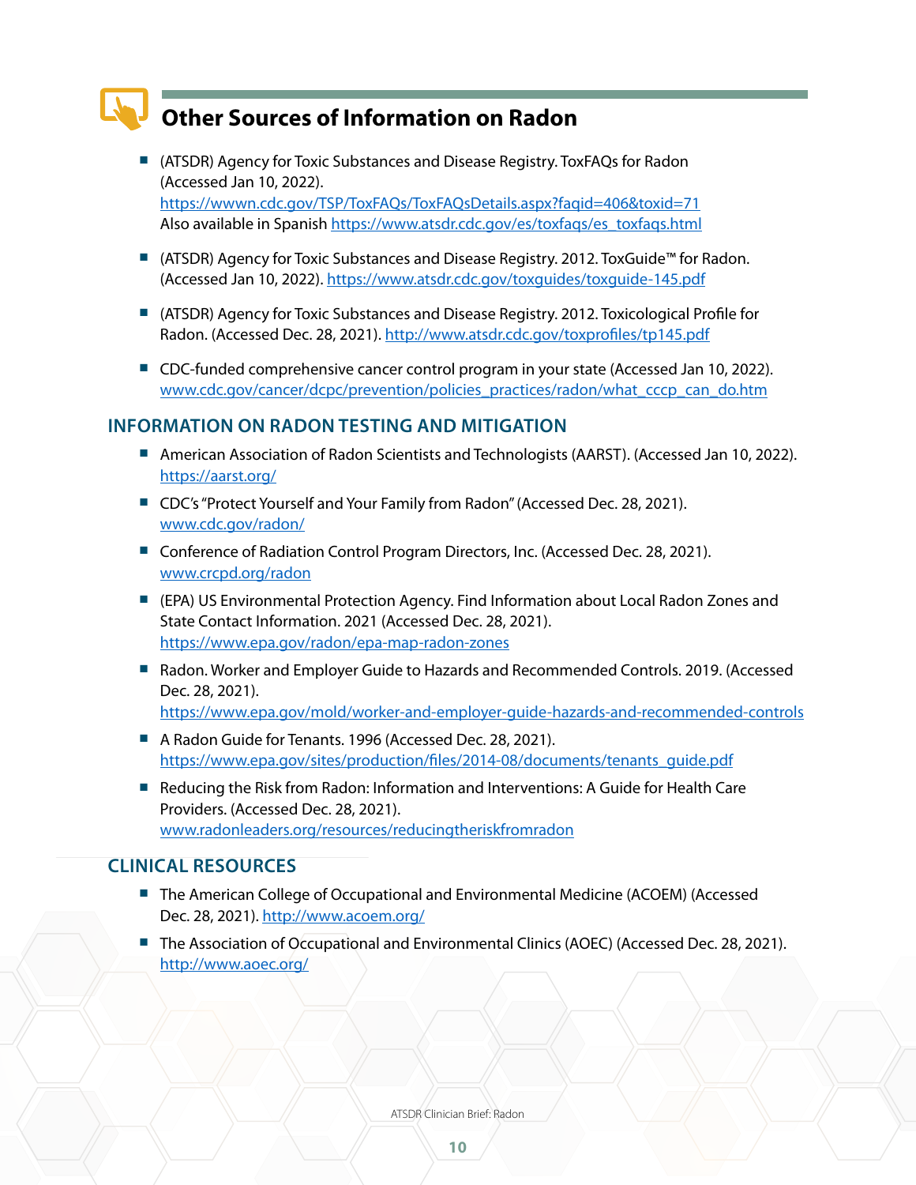## Other Sources of Information on Radon

- (ATSDR) Agency for Toxic Substances and Disease Registry. ToxFAQs for Radon (Accessed Jan 10, 2022). https://wwwn.cdc.gov/TSP/ToxFAQs/ToxFAQsDetails.aspx?faqid=406&toxid=71 Also available in Spanish https://www.atsdr.cdc.gov/es/toxfaqs/es_toxfaqs.html
- (ATSDR) Agency for Toxic Substances and Disease Registry. 2012. ToxGuide™ for Radon. (Accessed Jan 10, 2022). https://www.atsdr.cdc.gov/toxguides/toxguide-145.pdf
- (ATSDR) Agency for Toxic Substances and Disease Registry. 2012. Toxicological Profile for Radon. (Accessed Dec. 28, 2021). http://www.atsdr.cdc.gov/toxprofiles/tp145.pdf
- CDC-funded comprehensive cancer control program in your state (Accessed Jan 10, 2022). www.cdc.gov/cancer/dcpc/prevention/policies_practices/radon/what_cccp_can_do.htm

### INFORMATION ON RADON TESTING AND MITIGATION

- American Association of Radon Scientists and Technologists (AARST). (Accessed Jan 10, 2022). https://aarst.org/
- CDC's "Protect Yourself and Your Family from Radon" (Accessed Dec. 28, 2021). www.cdc.gov/radon/
- Conference of Radiation Control Program Directors, Inc. (Accessed Dec. 28, 2021). www.crcpd.org/radon
- (EPA) US Environmental Protection Agency. Find Information about Local Radon Zones and State Contact Information. 2021 (Accessed Dec. 28, 2021). https://www.epa.gov/radon/epa-map-radon-zones
- Radon. Worker and Employer Guide to Hazards and Recommended Controls. 2019. (Accessed Dec. 28, 2021). https://www.epa.gov/mold/worker-and-employer-guide-hazards-and-recommended-controls
- A Radon Guide for Tenants. 1996 (Accessed Dec. 28, 2021). https://www.epa.gov/sites/production/files/2014-08/documents/tenants_guide.pdf
- Reducing the Risk from Radon: Information and Interventions: A Guide for Health Care Providers. (Accessed Dec. 28, 2021). www.radonleaders.org/resources/reducingtheriskfromradon

### CLINICAL RESOURCES

- The American College of Occupational and Environmental Medicine (ACOEM) (Accessed Dec. 28, 2021). http://www.acoem.org/
- The Association of Occupational and Environmental Clinics (AOEC) (Accessed Dec. 28, 2021). http://www.aoec.org/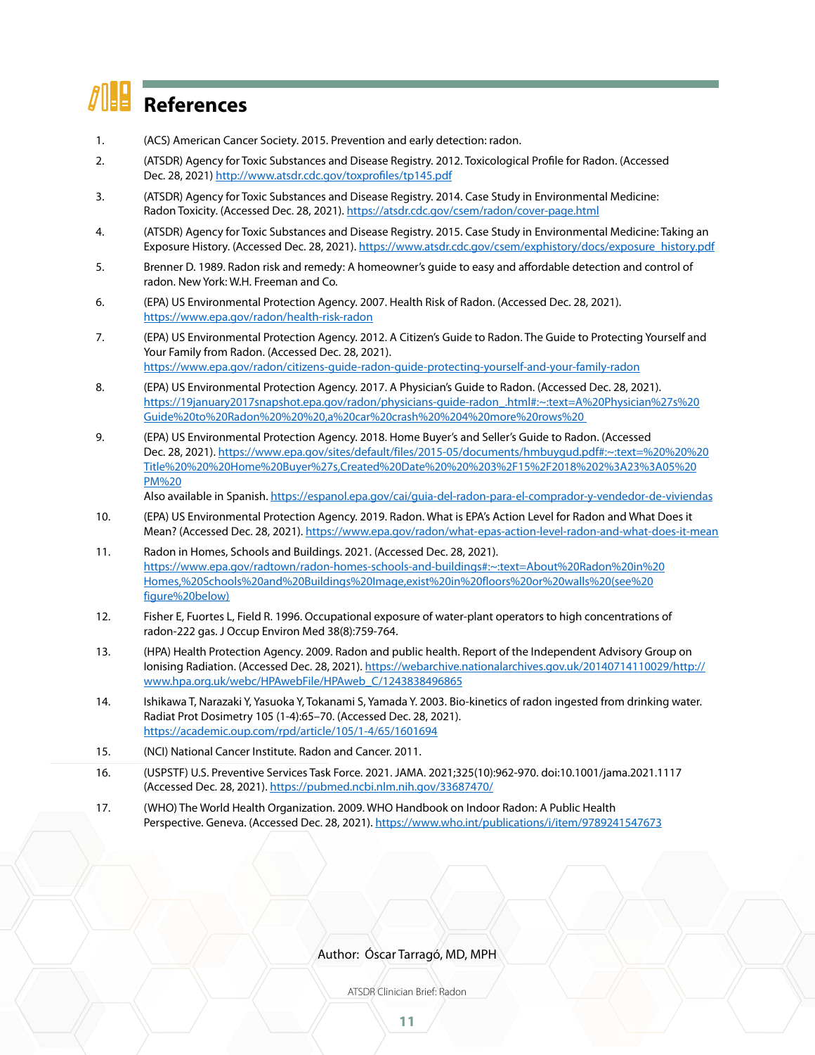# References

1. (ACS) American Cancer Society. 2015. Prevention and early detection: radon.
2. (ATSDR) Agency for Toxic Substances and Disease Registry. 2012. Toxicological Profile for Radon. (Accessed Dec. 28, 2021) http://www.atsdr.cdc.gov/toxprofiles/tp145.pdf
3. (ATSDR) Agency for Toxic Substances and Disease Registry. 2014. Case Study in Environmental Medicine: Radon Toxicity. (Accessed Dec. 28, 2021). https://atsdr.cdc.gov/csem/radon/cover-page.html
4. (ATSDR) Agency for Toxic Substances and Disease Registry. 2015. Case Study in Environmental Medicine: Taking an Exposure History. (Accessed Dec. 28, 2021). https://www.atsdr.cdc.gov/csem/exphistory/docs/exposure_history.pdf
5. Brenner D. 1989. Radon risk and remedy: A homeowner's guide to easy and affordable detection and control of radon. New York: W.H. Freeman and Co.
6. (EPA) US Environmental Protection Agency. 2007. Health Risk of Radon. (Accessed Dec. 28, 2021). https://www.epa.gov/radon/health-risk-radon
7. (EPA) US Environmental Protection Agency. 2012. A Citizen's Guide to Radon. The Guide to Protecting Yourself and Your Family from Radon. (Accessed Dec. 28, 2021). https://www.epa.gov/radon/citizens-guide-radon-guide-protecting-yourself-and-your-family-radon
8. (EPA) US Environmental Protection Agency. 2017. A Physician's Guide to Radon. (Accessed Dec. 28, 2021). https://19january2017snapshot.epa.gov/radon/physicians-guide-radon_.html#:~:text=A%20Physician%27s%20Guide%20to%20Radon%20%20%20%20,a%20car%20crash%20%204%20more%20rows%20
9. (EPA) US Environmental Protection Agency. 2018. Home Buyer's and Seller's Guide to Radon. (Accessed Dec. 28, 2021). https://www.epa.gov/sites/default/files/2015-05/documents/hmbuygud.pdf#:~:text=%20%20%20Title%20%20%20Home%20Buyer%27s,Created%20Date%20%20%203%2F15%2F2018%202%3A23%3A05%20PM%20
   Also available in Spanish. https://espanol.epa.gov/cai/guia-del-radon-para-el-comprador-y-vendedor-de-viviendas
10. (EPA) US Environmental Protection Agency. 2019. Radon. What is EPA's Action Level for Radon and What Does it Mean? (Accessed Dec. 28, 2021). https://www.epa.gov/radon/what-epas-action-level-radon-and-what-does-it-mean
11. Radon in Homes, Schools and Buildings. 2021. (Accessed Dec. 28, 2021). https://www.epa.gov/radtown/radon-homes-schools-and-buildings#:~:text=About%20Radon%20in%20Homes,%20Schools%20and%20Buildings%20Image,exist%20in%20floors%20or%20walls%20(see%20figure%20below)
12. Fisher E, Fuortes L, Field R. 1996. Occupational exposure of water-plant operators to high concentrations of radon-222 gas. J Occup Environ Med 38(8):759-764.
13. (HPA) Health Protection Agency. 2009. Radon and public health. Report of the Independent Advisory Group on Ionising Radiation. (Accessed Dec. 28, 2021). https://webarchive.nationalarchives.gov.uk/20140714110029/http://www.hpa.org.uk/webc/HPAwebFile/HPAweb_C/1243838496865
14. Ishikawa T, Narazaki Y, Yasuoka Y, Tokanami S, Yamada Y. 2003. Bio-kinetics of radon ingested from drinking water. Radiat Prot Dosimetry 105 (1-4):65–70. (Accessed Dec. 28, 2021). https://academic.oup.com/rpd/article/105/1-4/65/1601694
15. (NCI) National Cancer Institute. Radon and Cancer. 2011.
16. (USPSTF) U.S. Preventive Services Task Force. 2021. JAMA. 2021;325(10):962-970. doi:10.1001/jama.2021.1117 (Accessed Dec. 28, 2021). https://pubmed.ncbi.nlm.nih.gov/33687470/
17. (WHO) The World Health Organization. 2009. WHO Handbook on Indoor Radon: A Public Health Perspective. Geneva. (Accessed Dec. 28, 2021). https://www.who.int/publications/i/item/9789241547673

Author: Óscar Tarragó, MD, MPH